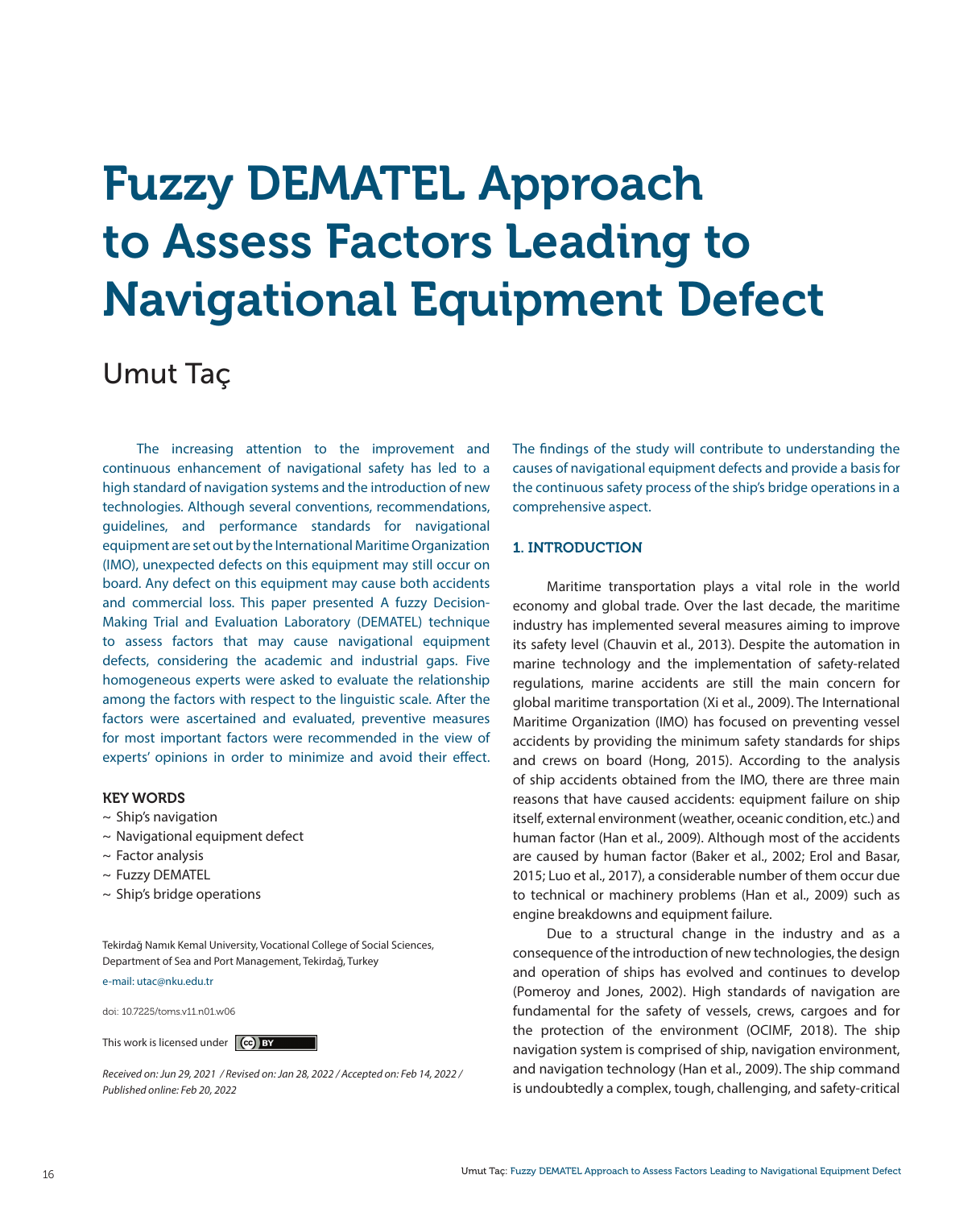# Fuzzy DEMATEL Approach to Assess Factors Leading to Navigational Equipment Defect

## Umut Taç

The increasing attention to the improvement and continuous enhancement of navigational safety has led to a high standard of navigation systems and the introduction of new technologies. Although several conventions, recommendations, guidelines, and performance standards for navigational equipment are set out by the International Maritime Organization (IMO), unexpected defects on this equipment may still occur on board. Any defect on this equipment may cause both accidents and commercial loss. This paper presented A fuzzy Decision-Making Trial and Evaluation Laboratory (DEMATEL) technique to assess factors that may cause navigational equipment defects, considering the academic and industrial gaps. Five homogeneous experts were asked to evaluate the relationship among the factors with respect to the linguistic scale. After the factors were ascertained and evaluated, preventive measures for most important factors were recommended in the view of experts' opinions in order to minimize and avoid their effect. The findings of the study will contribute to understanding the causes of navigational equipment defects and provide a basis for the continuous safety process of the ship's bridge operations in a comprehensive aspect.

**KEY WORDS**

~ Ship's navigation
~ Navigational equipment defect
~ Factor analysis
~ Fuzzy DEMATEL
~ Ship's bridge operations

Tekirdağ Namık Kemal University, Vocational College of Social Sciences, Department of Sea and Port Management, Tekirdağ, Turkey

e-mail: utac@nku.edu.tr

doi: 10.7225/toms.v11.n01.w06

This work is licensed under CC BY

*Received on: Jun 29, 2021 / Revised on: Jan 28, 2022 / Accepted on: Feb 14, 2022 / Published online: Feb 20, 2022*

### 1. INTRODUCTION

Maritime transportation plays a vital role in the world economy and global trade. Over the last decade, the maritime industry has implemented several measures aiming to improve its safety level (Chauvin et al., 2013). Despite the automation in marine technology and the implementation of safety-related regulations, marine accidents are still the main concern for global maritime transportation (Xi et al., 2009). The International Maritime Organization (IMO) has focused on preventing vessel accidents by providing the minimum safety standards for ships and crews on board (Hong, 2015). According to the analysis of ship accidents obtained from the IMO, there are three main reasons that have caused accidents: equipment failure on ship itself, external environment (weather, oceanic condition, etc.) and human factor (Han et al., 2009). Although most of the accidents are caused by human factor (Baker et al., 2002; Erol and Basar, 2015; Luo et al., 2017), a considerable number of them occur due to technical or machinery problems (Han et al., 2009) such as engine breakdowns and equipment failure.

Due to a structural change in the industry and as a consequence of the introduction of new technologies, the design and operation of ships has evolved and continues to develop (Pomeroy and Jones, 2002). High standards of navigation are fundamental for the safety of vessels, crews, cargoes and for the protection of the environment (OCIMF, 2018). The ship navigation system is comprised of ship, navigation environment, and navigation technology (Han et al., 2009). The ship command is undoubtedly a complex, tough, challenging, and safety-critical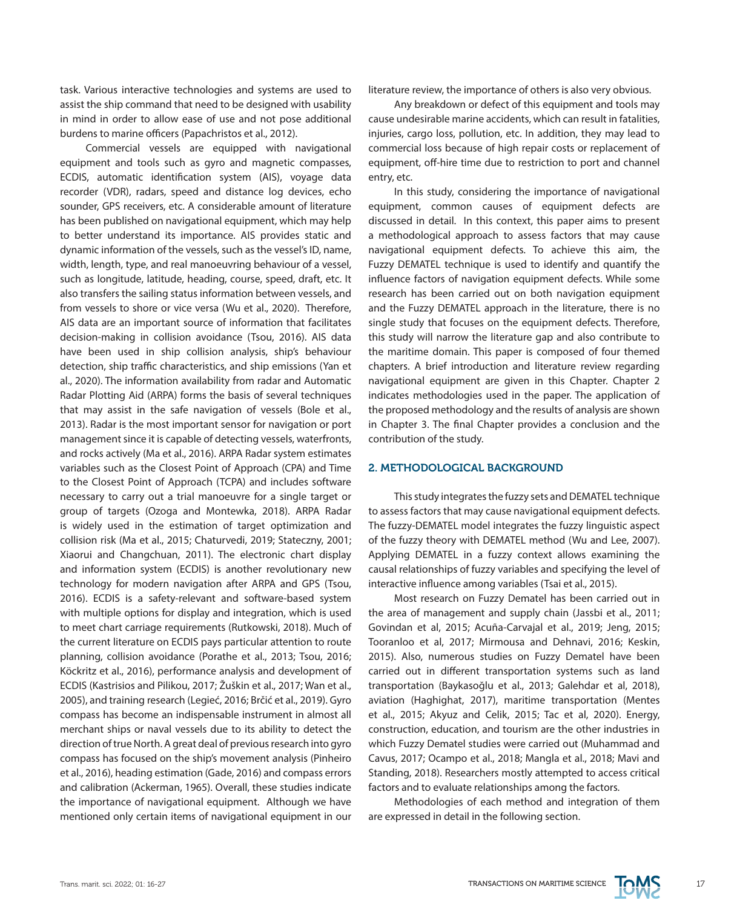task. Various interactive technologies and systems are used to assist the ship command that need to be designed with usability in mind in order to allow ease of use and not pose additional burdens to marine officers (Papachristos et al., 2012).

Commercial vessels are equipped with navigational equipment and tools such as gyro and magnetic compasses, ECDIS, automatic identification system (AIS), voyage data recorder (VDR), radars, speed and distance log devices, echo sounder, GPS receivers, etc. A considerable amount of literature has been published on navigational equipment, which may help to better understand its importance. AIS provides static and dynamic information of the vessels, such as the vessel's ID, name, width, length, type, and real manoeuvring behaviour of a vessel, such as longitude, latitude, heading, course, speed, draft, etc. It also transfers the sailing status information between vessels, and from vessels to shore or vice versa (Wu et al., 2020). Therefore, AIS data are an important source of information that facilitates decision-making in collision avoidance (Tsou, 2016). AIS data have been used in ship collision analysis, ship's behaviour detection, ship traffic characteristics, and ship emissions (Yan et al., 2020). The information availability from radar and Automatic Radar Plotting Aid (ARPA) forms the basis of several techniques that may assist in the safe navigation of vessels (Bole et al., 2013). Radar is the most important sensor for navigation or port management since it is capable of detecting vessels, waterfronts, and rocks actively (Ma et al., 2016). ARPA Radar system estimates variables such as the Closest Point of Approach (CPA) and Time to the Closest Point of Approach (TCPA) and includes software necessary to carry out a trial manoeuvre for a single target or group of targets (Ozoga and Montewka, 2018). ARPA Radar is widely used in the estimation of target optimization and collision risk (Ma et al., 2015; Chaturvedi, 2019; Stateczny, 2001; Xiaorui and Changchuan, 2011). The electronic chart display and information system (ECDIS) is another revolutionary new technology for modern navigation after ARPA and GPS (Tsou, 2016). ECDIS is a safety-relevant and software-based system with multiple options for display and integration, which is used to meet chart carriage requirements (Rutkowski, 2018). Much of the current literature on ECDIS pays particular attention to route planning, collision avoidance (Porathe et al., 2013; Tsou, 2016; Köckritz et al., 2016), performance analysis and development of ECDIS (Kastrisios and Pilikou, 2017; Žuškin et al., 2017; Wan et al., 2005), and training research (Legieć, 2016; Brčić et al., 2019). Gyro compass has become an indispensable instrument in almost all merchant ships or naval vessels due to its ability to detect the direction of true North. A great deal of previous research into gyro compass has focused on the ship's movement analysis (Pinheiro et al., 2016), heading estimation (Gade, 2016) and compass errors and calibration (Ackerman, 1965). Overall, these studies indicate the importance of navigational equipment. Although we have mentioned only certain items of navigational equipment in our literature review, the importance of others is also very obvious.

Any breakdown or defect of this equipment and tools may cause undesirable marine accidents, which can result in fatalities, injuries, cargo loss, pollution, etc. In addition, they may lead to commercial loss because of high repair costs or replacement of equipment, off-hire time due to restriction to port and channel entry, etc.

In this study, considering the importance of navigational equipment, common causes of equipment defects are discussed in detail. In this context, this paper aims to present a methodological approach to assess factors that may cause navigational equipment defects. To achieve this aim, the Fuzzy DEMATEL technique is used to identify and quantify the influence factors of navigation equipment defects. While some research has been carried out on both navigation equipment and the Fuzzy DEMATEL approach in the literature, there is no single study that focuses on the equipment defects. Therefore, this study will narrow the literature gap and also contribute to the maritime domain. This paper is composed of four themed chapters. A brief introduction and literature review regarding navigational equipment are given in this Chapter. Chapter 2 indicates methodologies used in the paper. The application of the proposed methodology and the results of analysis are shown in Chapter 3. The final Chapter provides a conclusion and the contribution of the study.

## 2. METHODOLOGICAL BACKGROUND

This study integrates the fuzzy sets and DEMATEL technique to assess factors that may cause navigational equipment defects. The fuzzy-DEMATEL model integrates the fuzzy linguistic aspect of the fuzzy theory with DEMATEL method (Wu and Lee, 2007). Applying DEMATEL in a fuzzy context allows examining the causal relationships of fuzzy variables and specifying the level of interactive influence among variables (Tsai et al., 2015).

Most research on Fuzzy Dematel has been carried out in the area of management and supply chain (Jassbi et al., 2011; Govindan et al, 2015; Acuña-Carvajal et al., 2019; Jeng, 2015; Tooranloo et al, 2017; Mirmousa and Dehnavi, 2016; Keskin, 2015). Also, numerous studies on Fuzzy Dematel have been carried out in different transportation systems such as land transportation (Baykasoğlu et al., 2013; Galehdar et al, 2018), aviation (Haghighat, 2017), maritime transportation (Mentes et al., 2015; Akyuz and Celik, 2015; Tac et al, 2020). Energy, construction, education, and tourism are the other industries in which Fuzzy Dematel studies were carried out (Muhammad and Cavus, 2017; Ocampo et al., 2018; Mangla et al., 2018; Mavi and Standing, 2018). Researchers mostly attempted to access critical factors and to evaluate relationships among the factors.

Methodologies of each method and integration of them are expressed in detail in the following section.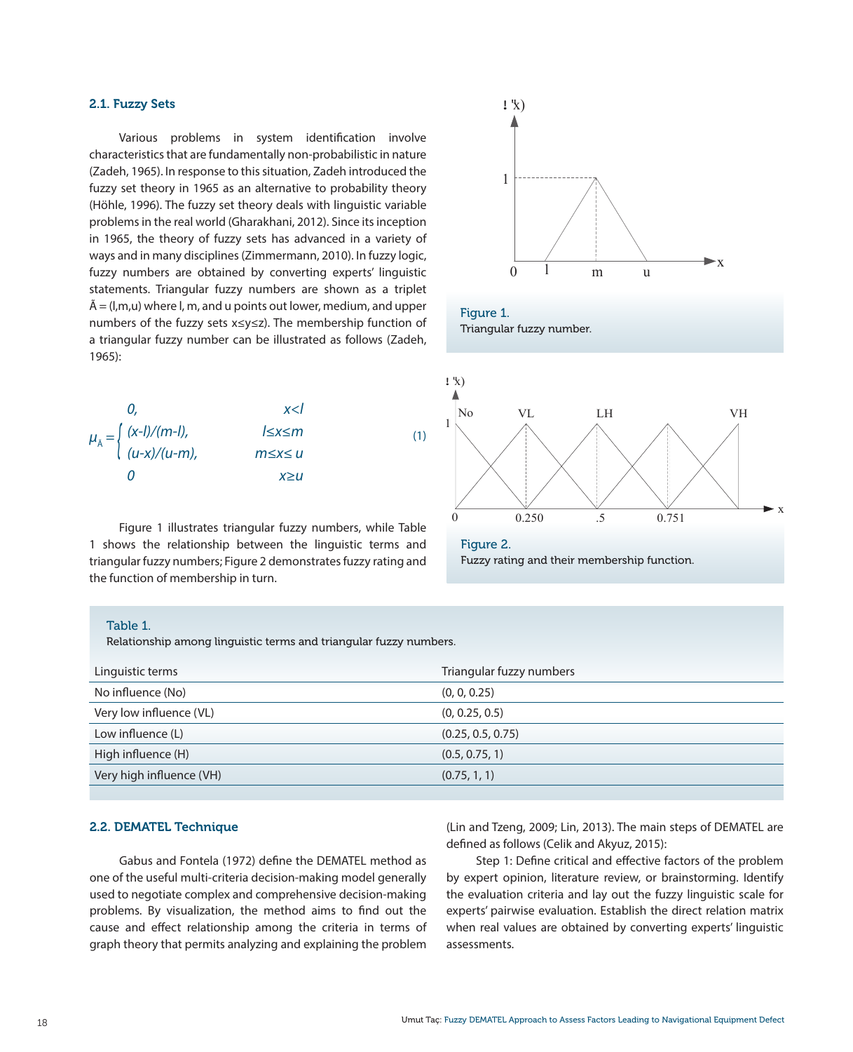### 2.1. Fuzzy Sets

Various problems in system identification involve characteristics that are fundamentally non-probabilistic in nature (Zadeh, 1965). In response to this situation, Zadeh introduced the fuzzy set theory in 1965 as an alternative to probability theory (Höhle, 1996). The fuzzy set theory deals with linguistic variable problems in the real world (Gharakhani, 2012). Since its inception in 1965, the theory of fuzzy sets has advanced in a variety of ways and in many disciplines (Zimmermann, 2010). In fuzzy logic, fuzzy numbers are obtained by converting experts' linguistic statements. Triangular fuzzy numbers are shown as a triplet $\tilde{A} = (l,m,u)$ where l, m, and u points out lower, medium, and upper numbers of the fuzzy sets $x \leq y \leq z$). The membership function of a triangular fuzzy number can be illustrated as follows (Zadeh, 1965):

$$\mu_{\tilde{A}} = \begin{cases} 0, & x<l \\ (x-l)/(m-l), & l \leq x \leq m \\ (u-x)/(u-m), & m \leq x \leq u \\ 0 & x \geq u \end{cases} \tag{1}$$

Figure 1 illustrates triangular fuzzy numbers, while Table 1 shows the relationship between the linguistic terms and triangular fuzzy numbers; Figure 2 demonstrates fuzzy rating and the function of membership in turn.

Figure 1.
Triangular fuzzy number.

Figure 2.
Fuzzy rating and their membership function.

Table 1.
Relationship among linguistic terms and triangular fuzzy numbers.

| Linguistic terms | Triangular fuzzy numbers |
|---|---|
| No influence (No) | (0, 0, 0.25) |
| Very low influence (VL) | (0, 0.25, 0.5) |
| Low influence (L) | (0.25, 0.5, 0.75) |
| High influence (H) | (0.5, 0.75, 1) |
| Very high influence (VH) | (0.75, 1, 1) |

### 2.2. DEMATEL Technique

Gabus and Fontela (1972) define the DEMATEL method as one of the useful multi-criteria decision-making model generally used to negotiate complex and comprehensive decision-making problems. By visualization, the method aims to find out the cause and effect relationship among the criteria in terms of graph theory that permits analyzing and explaining the problem (Lin and Tzeng, 2009; Lin, 2013). The main steps of DEMATEL are defined as follows (Celik and Akyuz, 2015):

Step 1: Define critical and effective factors of the problem by expert opinion, literature review, or brainstorming. Identify the evaluation criteria and lay out the fuzzy linguistic scale for experts' pairwise evaluation. Establish the direct relation matrix when real values are obtained by converting experts' linguistic assessments.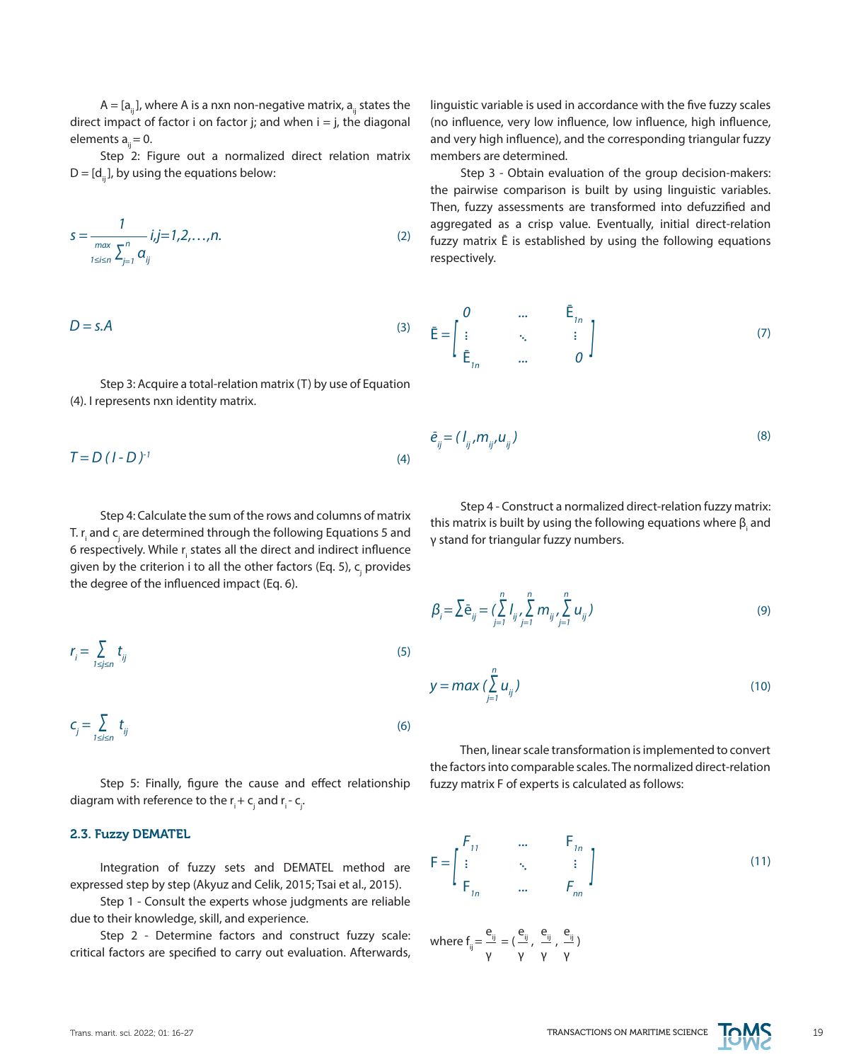$A = [a_{ij}]$, where A is a nxn non-negative matrix, $a_{ij}$ states the direct impact of factor i on factor j; and when i = j, the diagonal elements $a_{ij} = 0$.

Step 2: Figure out a normalized direct relation matrix $D = [d_{ij}]$, by using the equations below:

$$s = \frac{1}{\max_{1 \le i \le n} \sum_{j=1}^{n} a_{ij}} \quad i,j=1,2,\ldots,n. \tag{2}$$

$$D = s.A \tag{3}$$

Step 3: Acquire a total-relation matrix (T) by use of Equation (4). I represents nxn identity matrix.

$$T = D\,(I - D)^{-1} \tag{4}$$

Step 4: Calculate the sum of the rows and columns of matrix T. $r_i$ and $c_j$ are determined through the following Equations 5 and 6 respectively. While $r_i$ states all the direct and indirect influence given by the criterion i to all the other factors (Eq. 5), $c_j$ provides the degree of the influenced impact (Eq. 6).

$$r_i = \sum_{1 \le j \le n} t_{ij} \tag{5}$$

$$c_j = \sum_{1 \le i \le n} t_{ij} \tag{6}$$

Step 5: Finally, figure the cause and effect relationship diagram with reference to the $r_i + c_j$ and $r_i - c_j$.

### 2.3. Fuzzy DEMATEL

Integration of fuzzy sets and DEMATEL method are expressed step by step (Akyuz and Celik, 2015; Tsai et al., 2015).

Step 1 - Consult the experts whose judgments are reliable due to their knowledge, skill, and experience.

Step 2 - Determine factors and construct fuzzy scale: critical factors are specified to carry out evaluation. Afterwards, linguistic variable is used in accordance with the five fuzzy scales (no influence, very low influence, low influence, high influence, and very high influence), and the corresponding triangular fuzzy members are determined.

Step 3 - Obtain evaluation of the group decision-makers: the pairwise comparison is built by using linguistic variables. Then, fuzzy assessments are transformed into defuzzified and aggregated as a crisp value. Eventually, initial direct-relation fuzzy matrix $\bar{E}$ is established by using the following equations respectively.

$$\bar{E} = \begin{bmatrix} 0 & \cdots & \bar{E}_{1n} \\ \vdots & \ddots & \vdots \\ \bar{E}_{1n} & \cdots & 0 \end{bmatrix} \tag{7}$$

$$\bar{e}_{ij} = (l_{ij}, m_{ij}, u_{ij}) \tag{8}$$

Step 4 - Construct a normalized direct-relation fuzzy matrix: this matrix is built by using the following equations where $\beta_i$ and γ stand for triangular fuzzy numbers.

$$\beta_i = \sum \bar{e}_{ij} = \left(\sum_{j=1}^{n} l_{ij}, \sum_{j=1}^{n} m_{ij}, \sum_{j=1}^{n} u_{ij}\right) \tag{9}$$

$$\gamma = \max\left(\sum_{j=1}^{n} u_{ij}\right) \tag{10}$$

Then, linear scale transformation is implemented to convert the factors into comparable scales. The normalized direct-relation fuzzy matrix F of experts is calculated as follows:

$$F = \begin{bmatrix} F_{11} & \cdots & F_{1n} \\ \vdots & \ddots & \vdots \\ F_{1n} & \cdots & F_{nn} \end{bmatrix} \tag{11}$$

where $f_{ij} = \frac{e_{ij}}{\gamma} = \left(\frac{e_{ij}}{\gamma}, \frac{e_{ij}}{\gamma}, \frac{e_{ij}}{\gamma}\right)$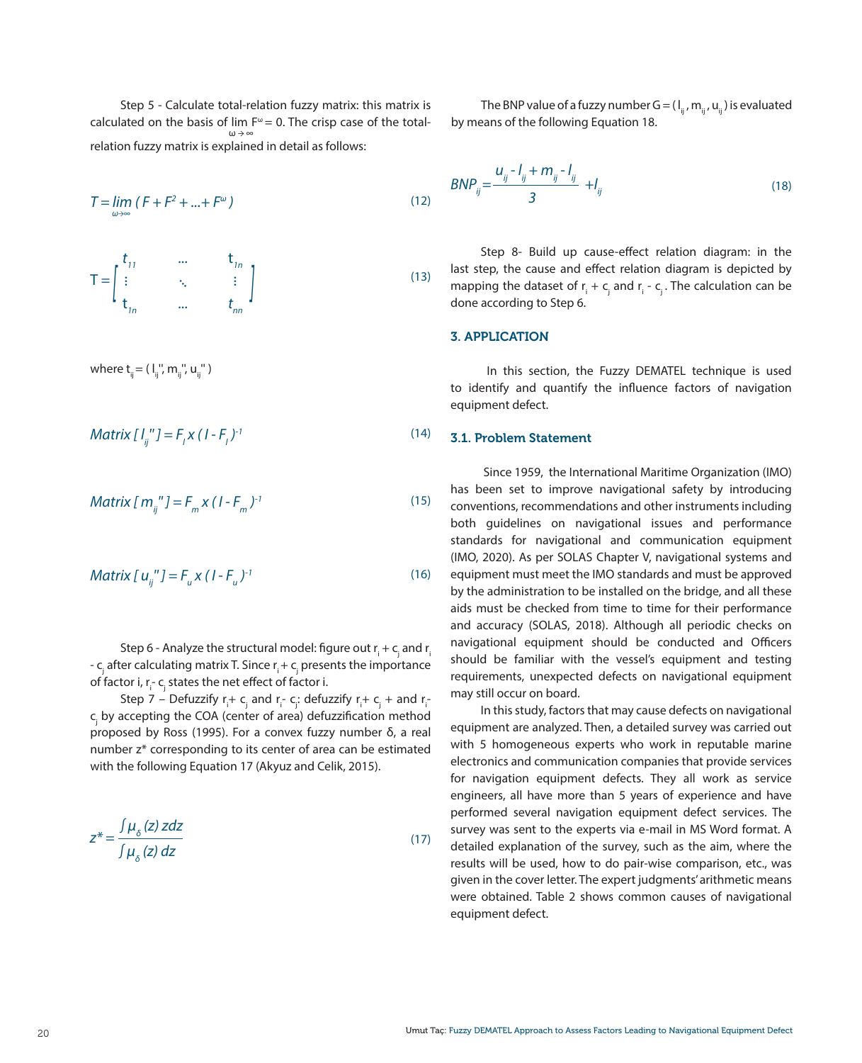Step 5 - Calculate total-relation fuzzy matrix: this matrix is calculated on the basis of $\lim_{\omega \to \infty} F^{\omega} = 0$. The crisp case of the total-relation fuzzy matrix is explained in detail as follows:

$$T = \lim_{\omega \to \infty} \left( F + F^2 + \ldots + F^{\omega} \right) \tag{12}$$

$$T = \begin{bmatrix} t_{11} & \cdots & t_{1n} \\ \vdots & \ddots & \vdots \\ t_{1n} & \cdots & t_{nn} \end{bmatrix} \tag{13}$$

where $t_{ij} = (l_{ij}'', m_{ij}'', u_{ij}'')$

$$Matrix\,[\,l_{ij}''\,] = F_l \times (I - F_l)^{-1} \tag{14}$$

$$Matrix\,[\,m_{ij}''\,] = F_m \times (I - F_m)^{-1} \tag{15}$$

$$Matrix\,[\,u_{ij}''\,] = F_u \times (I - F_u)^{-1} \tag{16}$$

Step 6 - Analyze the structural model: figure out $r_i + c_j$ and $r_i - c_j$ after calculating matrix T. Since $r_i + c_j$ presents the importance of factor i, $r_i - c_j$ states the net effect of factor i.

Step 7 – Defuzzify $r_i + c_j$ and $r_i - c_j$: defuzzify $r_i + c_j$ + and $r_i - c_j$ by accepting the COA (center of area) defuzzification method proposed by Ross (1995). For a convex fuzzy number δ, a real number z* corresponding to its center of area can be estimated with the following Equation 17 (Akyuz and Celik, 2015).

$$z^* = \frac{\int \mu_{\delta}(z)\, z dz}{\int \mu_{\delta}(z)\, dz} \tag{17}$$

The BNP value of a fuzzy number $G = (l_{ij}, m_{ij}, u_{ij})$ is evaluated by means of the following Equation 18.

$$BNP_{ij} = \frac{u_{ij} - l_{ij} + m_{ij} - l_{ij}}{3} + l_{ij} \tag{18}$$

Step 8- Build up cause-effect relation diagram: in the last step, the cause and effect relation diagram is depicted by mapping the dataset of $r_i + c_j$ and $r_i - c_j$. The calculation can be done according to Step 6.

## 3. APPLICATION

In this section, the Fuzzy DEMATEL technique is used to identify and quantify the influence factors of navigation equipment defect.

### 3.1. Problem Statement

Since 1959, the International Maritime Organization (IMO) has been set to improve navigational safety by introducing conventions, recommendations and other instruments including both guidelines on navigational issues and performance standards for navigational and communication equipment (IMO, 2020). As per SOLAS Chapter V, navigational systems and equipment must meet the IMO standards and must be approved by the administration to be installed on the bridge, and all these aids must be checked from time to time for their performance and accuracy (SOLAS, 2018). Although all periodic checks on navigational equipment should be conducted and Officers should be familiar with the vessel's equipment and testing requirements, unexpected defects on navigational equipment may still occur on board.

In this study, factors that may cause defects on navigational equipment are analyzed. Then, a detailed survey was carried out with 5 homogeneous experts who work in reputable marine electronics and communication companies that provide services for navigation equipment defects. They all work as service engineers, all have more than 5 years of experience and have performed several navigation equipment defect services. The survey was sent to the experts via e-mail in MS Word format. A detailed explanation of the survey, such as the aim, where the results will be used, how to do pair-wise comparison, etc., was given in the cover letter. The expert judgments' arithmetic means were obtained. Table 2 shows common causes of navigational equipment defect.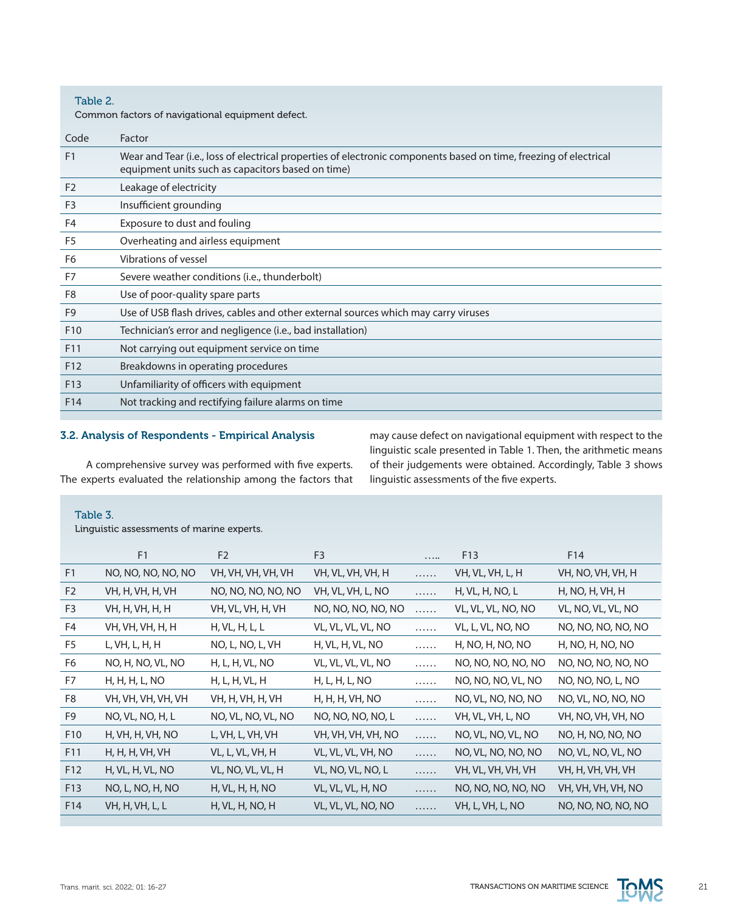Table 2.
Common factors of navigational equipment defect.

| Code | Factor |
|---|---|
| F1 | Wear and Tear (i.e., loss of electrical properties of electronic components based on time, freezing of electrical equipment units such as capacitors based on time) |
| F2 | Leakage of electricity |
| F3 | Insufficient grounding |
| F4 | Exposure to dust and fouling |
| F5 | Overheating and airless equipment |
| F6 | Vibrations of vessel |
| F7 | Severe weather conditions (i.e., thunderbolt) |
| F8 | Use of poor-quality spare parts |
| F9 | Use of USB flash drives, cables and other external sources which may carry viruses |
| F10 | Technician's error and negligence (i.e., bad installation) |
| F11 | Not carrying out equipment service on time |
| F12 | Breakdowns in operating procedures |
| F13 | Unfamiliarity of officers with equipment |
| F14 | Not tracking and rectifying failure alarms on time |

### 3.2. Analysis of Respondents - Empirical Analysis

A comprehensive survey was performed with five experts. The experts evaluated the relationship among the factors that may cause defect on navigational equipment with respect to the linguistic scale presented in Table 1. Then, the arithmetic means of their judgements were obtained. Accordingly, Table 3 shows linguistic assessments of the five experts.

Table 3.
Linguistic assessments of marine experts.

| | F1 | F2 | F3 | ….. | F13 | F14 |
|---|---|---|---|---|---|---|
| F1 | NO, NO, NO, NO, NO | VH, VH, VH, VH, VH | VH, VL, VH, VH, H | …… | VH, VL, VH, L, H | VH, NO, VH, VH, H |
| F2 | VH, H, VH, H, VH | NO, NO, NO, NO, NO | VH, VL, VH, L, NO | …… | H, VL, H, NO, L | H, NO, H, VH, H |
| F3 | VH, H, VH, H, H | VH, VL, VH, H, VH | NO, NO, NO, NO, NO | …… | VL, VL, VL, NO, NO | VL, NO, VL, VL, NO |
| F4 | VH, VH, VH, H, H | H, VL, H, L, L | VL, VL, VL, VL, NO | …… | VL, L, VL, NO, NO | NO, NO, NO, NO, NO |
| F5 | L, VH, L, H, H | NO, L, NO, L, VH | H, VL, H, VL, NO | …… | H, NO, H, NO, NO | H, NO, H, NO, NO |
| F6 | NO, H, NO, VL, NO | H, L, H, VL, NO | VL, VL, VL, VL, NO | …… | NO, NO, NO, NO, NO | NO, NO, NO, NO, NO |
| F7 | H, H, H, L, NO | H, L, H, VL, H | H, L, H, L, NO | …… | NO, NO, NO, VL, NO | NO, NO, NO, L, NO |
| F8 | VH, VH, VH, VH, VH | VH, H, VH, H, VH | H, H, H, VH, NO | …… | NO, VL, NO, NO, NO | NO, VL, NO, NO, NO |
| F9 | NO, VL, NO, H, L | NO, VL, NO, VL, NO | NO, NO, NO, NO, L | …… | VH, VL, VH, L, NO | VH, NO, VH, VH, NO |
| F10 | H, VH, H, VH, NO | L, VH, L, VH, VH | VH, VH, VH, VH, NO | …… | NO, VL, NO, VL, NO | NO, H, NO, NO, NO |
| F11 | H, H, H, VH, VH | VL, L, VL, VH, H | VL, VL, VL, VH, NO | …… | NO, VL, NO, NO, NO | NO, VL, NO, VL, NO |
| F12 | H, VL, H, VL, NO | VL, NO, VL, VL, H | VL, NO, VL, NO, L | …… | VH, VL, VH, VH, VH | VH, H, VH, VH, VH |
| F13 | NO, L, NO, H, NO | H, VL, H, H, NO | VL, VL, VL, H, NO | …… | NO, NO, NO, NO, NO | VH, VH, VH, VH, NO |
| F14 | VH, H, VH, L, L | H, VL, H, NO, H | VL, VL, VL, NO, NO | …… | VH, L, VH, L, NO | NO, NO, NO, NO, NO |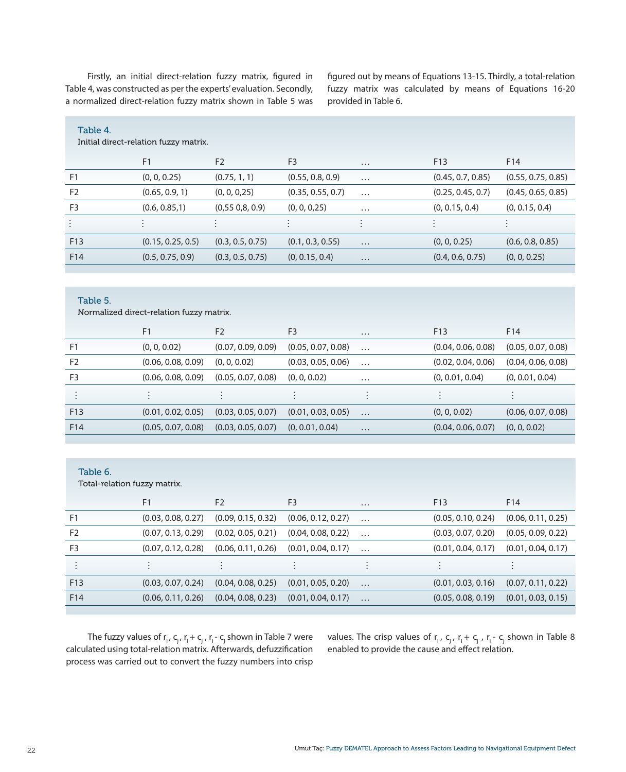Firstly, an initial direct-relation fuzzy matrix, figured in Table 4, was constructed as per the experts' evaluation. Secondly, a normalized direct-relation fuzzy matrix shown in Table 5 was figured out by means of Equations 13-15. Thirdly, a total-relation fuzzy matrix was calculated by means of Equations 16-20 provided in Table 6.

**Table 4.**
Initial direct-relation fuzzy matrix.

| | F1 | F2 | F3 | … | F13 | F14 |
|---|---|---|---|---|---|---|
| F1 | (0, 0, 0.25) | (0.75, 1, 1) | (0.55, 0.8, 0.9) | … | (0.45, 0.7, 0.85) | (0.55, 0.75, 0.85) |
| F2 | (0.65, 0.9, 1) | (0, 0, 0,25) | (0.35, 0.55, 0.7) | … | (0.25, 0.45, 0.7) | (0.45, 0.65, 0.85) |
| F3 | (0.6, 0.85,1) | (0,55 0,8, 0.9) | (0, 0, 0,25) | … | (0, 0.15, 0.4) | (0, 0.15, 0.4) |
| ⋮ | ⋮ | ⋮ | ⋮ | ⋮ | ⋮ | ⋮ |
| F13 | (0.15, 0.25, 0.5) | (0.3, 0.5, 0.75) | (0.1, 0.3, 0.55) | … | (0, 0, 0.25) | (0.6, 0.8, 0.85) |
| F14 | (0.5, 0.75, 0.9) | (0.3, 0.5, 0.75) | (0, 0.15, 0.4) | … | (0.4, 0.6, 0.75) | (0, 0, 0.25) |

**Table 5.**
Normalized direct-relation fuzzy matrix.

| | F1 | F2 | F3 | … | F13 | F14 |
|---|---|---|---|---|---|---|
| F1 | (0, 0, 0.02) | (0.07, 0.09, 0.09) | (0.05, 0.07, 0.08) | … | (0.04, 0.06, 0.08) | (0.05, 0.07, 0.08) |
| F2 | (0.06, 0.08, 0.09) | (0, 0, 0.02) | (0.03, 0.05, 0.06) | … | (0.02, 0.04, 0.06) | (0.04, 0.06, 0.08) |
| F3 | (0.06, 0.08, 0.09) | (0.05, 0.07, 0.08) | (0, 0, 0.02) | … | (0, 0.01, 0.04) | (0, 0.01, 0.04) |
| ⋮ | ⋮ | ⋮ | ⋮ | ⋮ | ⋮ | ⋮ |
| F13 | (0.01, 0.02, 0.05) | (0.03, 0.05, 0.07) | (0.01, 0.03, 0.05) | … | (0, 0, 0.02) | (0.06, 0.07, 0.08) |
| F14 | (0.05, 0.07, 0.08) | (0.03, 0.05, 0.07) | (0, 0.01, 0.04) | … | (0.04, 0.06, 0.07) | (0, 0, 0.02) |

**Table 6.**
Total-relation fuzzy matrix.

| | F1 | F2 | F3 | … | F13 | F14 |
|---|---|---|---|---|---|---|
| F1 | (0.03, 0.08, 0.27) | (0.09, 0.15, 0.32) | (0.06, 0.12, 0.27) | … | (0.05, 0.10, 0.24) | (0.06, 0.11, 0.25) |
| F2 | (0.07, 0.13, 0.29) | (0.02, 0.05, 0.21) | (0.04, 0.08, 0.22) | … | (0.03, 0.07, 0.20) | (0.05, 0.09, 0.22) |
| F3 | (0.07, 0.12, 0.28) | (0.06, 0.11, 0.26) | (0.01, 0.04, 0.17) | … | (0.01, 0.04, 0.17) | (0.01, 0.04, 0.17) |
| ⋮ | ⋮ | ⋮ | ⋮ | ⋮ | ⋮ | ⋮ |
| F13 | (0.03, 0.07, 0.24) | (0.04, 0.08, 0.25) | (0.01, 0.05, 0.20) | … | (0.01, 0.03, 0.16) | (0.07, 0.11, 0.22) |
| F14 | (0.06, 0.11, 0.26) | (0.04, 0.08, 0.23) | (0.01, 0.04, 0.17) | … | (0.05, 0.08, 0.19) | (0.01, 0.03, 0.15) |

The fuzzy values of $r_i$, $c_j$, $r_i + c_j$, $r_i - c_j$ shown in Table 7 were calculated using total-relation matrix. Afterwards, defuzzification process was carried out to convert the fuzzy numbers into crisp values. The crisp values of $r_i$, $c_j$, $r_i + c_j$, $r_i - c_j$ shown in Table 8 enabled to provide the cause and effect relation.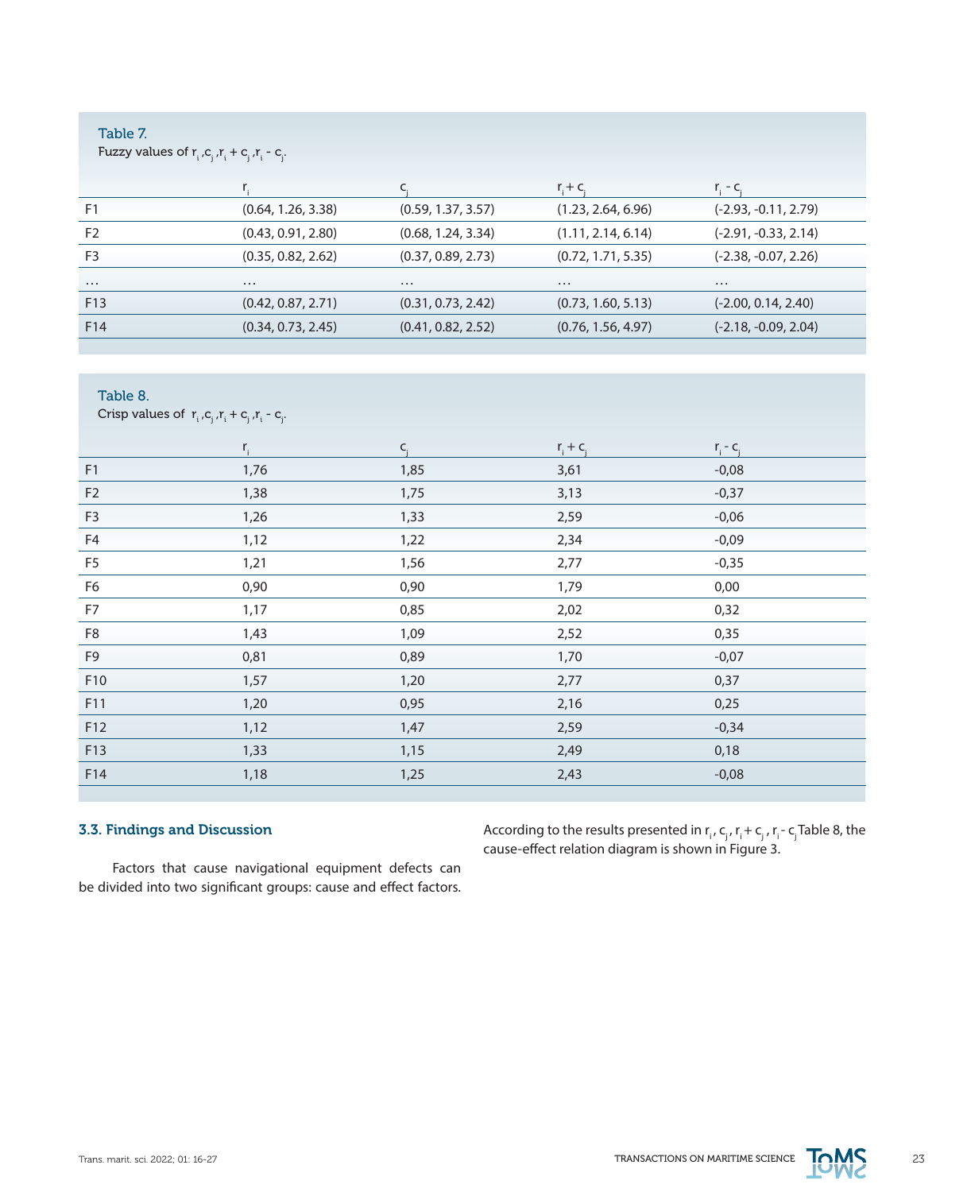Table 7.
Fuzzy values of $r_i$, $c_j$, $r_i + c_j$, $r_i - c_j$.

| | $r_i$ | $c_j$ | $r_i + c_j$ | $r_i - c_j$ |
|---|---|---|---|---|
| F1 | (0.64, 1.26, 3.38) | (0.59, 1.37, 3.57) | (1.23, 2.64, 6.96) | (-2.93, -0.11, 2.79) |
| F2 | (0.43, 0.91, 2.80) | (0.68, 1.24, 3.34) | (1.11, 2.14, 6.14) | (-2.91, -0.33, 2.14) |
| F3 | (0.35, 0.82, 2.62) | (0.37, 0.89, 2.73) | (0.72, 1.71, 5.35) | (-2.38, -0.07, 2.26) |
| ... | ... | ... | ... | ... |
| F13 | (0.42, 0.87, 2.71) | (0.31, 0.73, 2.42) | (0.73, 1.60, 5.13) | (-2.00, 0.14, 2.40) |
| F14 | (0.34, 0.73, 2.45) | (0.41, 0.82, 2.52) | (0.76, 1.56, 4.97) | (-2.18, -0.09, 2.04) |

Table 8.
Crisp values of $r_i$, $c_j$, $r_i + c_j$, $r_i - c_j$.

| | $r_i$ | $c_j$ | $r_i + c_j$ | $r_i - c_j$ |
|---|---|---|---|---|
| F1 | 1,76 | 1,85 | 3,61 | -0,08 |
| F2 | 1,38 | 1,75 | 3,13 | -0,37 |
| F3 | 1,26 | 1,33 | 2,59 | -0,06 |
| F4 | 1,12 | 1,22 | 2,34 | -0,09 |
| F5 | 1,21 | 1,56 | 2,77 | -0,35 |
| F6 | 0,90 | 0,90 | 1,79 | 0,00 |
| F7 | 1,17 | 0,85 | 2,02 | 0,32 |
| F8 | 1,43 | 1,09 | 2,52 | 0,35 |
| F9 | 0,81 | 0,89 | 1,70 | -0,07 |
| F10 | 1,57 | 1,20 | 2,77 | 0,37 |
| F11 | 1,20 | 0,95 | 2,16 | 0,25 |
| F12 | 1,12 | 1,47 | 2,59 | -0,34 |
| F13 | 1,33 | 1,15 | 2,49 | 0,18 |
| F14 | 1,18 | 1,25 | 2,43 | -0,08 |

### 3.3. Findings and Discussion

Factors that cause navigational equipment defects can be divided into two significant groups: cause and effect factors.

According to the results presented in $r_i$, $c_j$, $r_i + c_j$, $r_i - c_j$ Table 8, the cause-effect relation diagram is shown in Figure 3.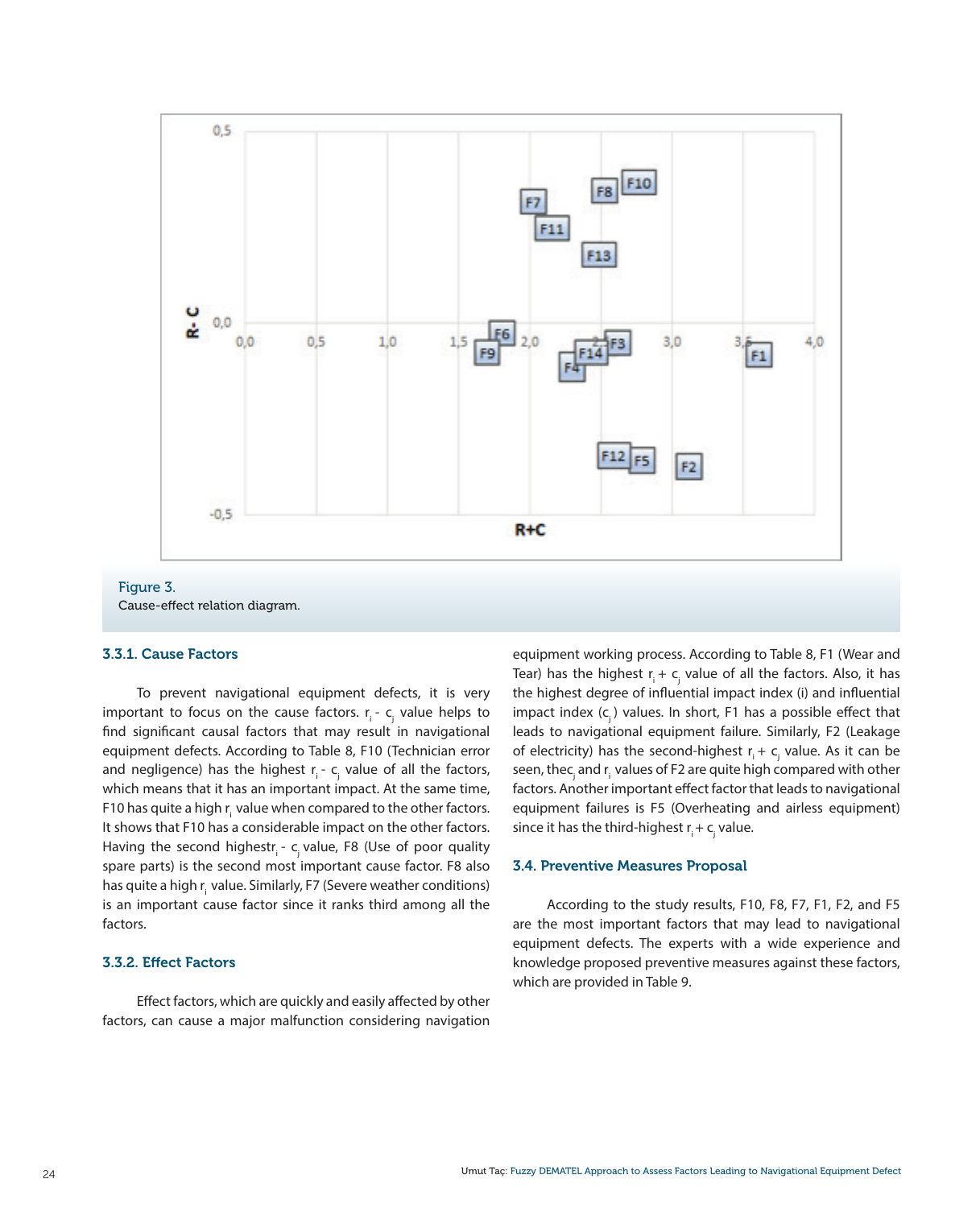Figure 3.
Cause-effect relation diagram.

### 3.3.1. Cause Factors

To prevent navigational equipment defects, it is very important to focus on the cause factors. $r_i - c_j$ value helps to find significant causal factors that may result in navigational equipment defects. According to Table 8, F10 (Technician error and negligence) has the highest $r_i - c_j$ value of all the factors, which means that it has an important impact. At the same time, F10 has quite a high $r_i$ value when compared to the other factors. It shows that F10 has a considerable impact on the other factors. Having the second highest $r_i - c_j$ value, F8 (Use of poor quality spare parts) is the second most important cause factor. F8 also has quite a high $r_i$ value. Similarly, F7 (Severe weather conditions) is an important cause factor since it ranks third among all the factors.

### 3.3.2. Effect Factors

Effect factors, which are quickly and easily affected by other factors, can cause a major malfunction considering navigation equipment working process. According to Table 8, F1 (Wear and Tear) has the highest $r_i + c_j$ value of all the factors. Also, it has the highest degree of influential impact index (i) and influential impact index ($c_j$) values. In short, F1 has a possible effect that leads to navigational equipment failure. Similarly, F2 (Leakage of electricity) has the second-highest $r_i + c_j$ value. As it can be seen, the $c_j$ and $r_i$ values of F2 are quite high compared with other factors. Another important effect factor that leads to navigational equipment failures is F5 (Overheating and airless equipment) since it has the third-highest $r_i + c_j$ value.

## 3.4. Preventive Measures Proposal

According to the study results, F10, F8, F7, F1, F2, and F5 are the most important factors that may lead to navigational equipment defects. The experts with a wide experience and knowledge proposed preventive measures against these factors, which are provided in Table 9.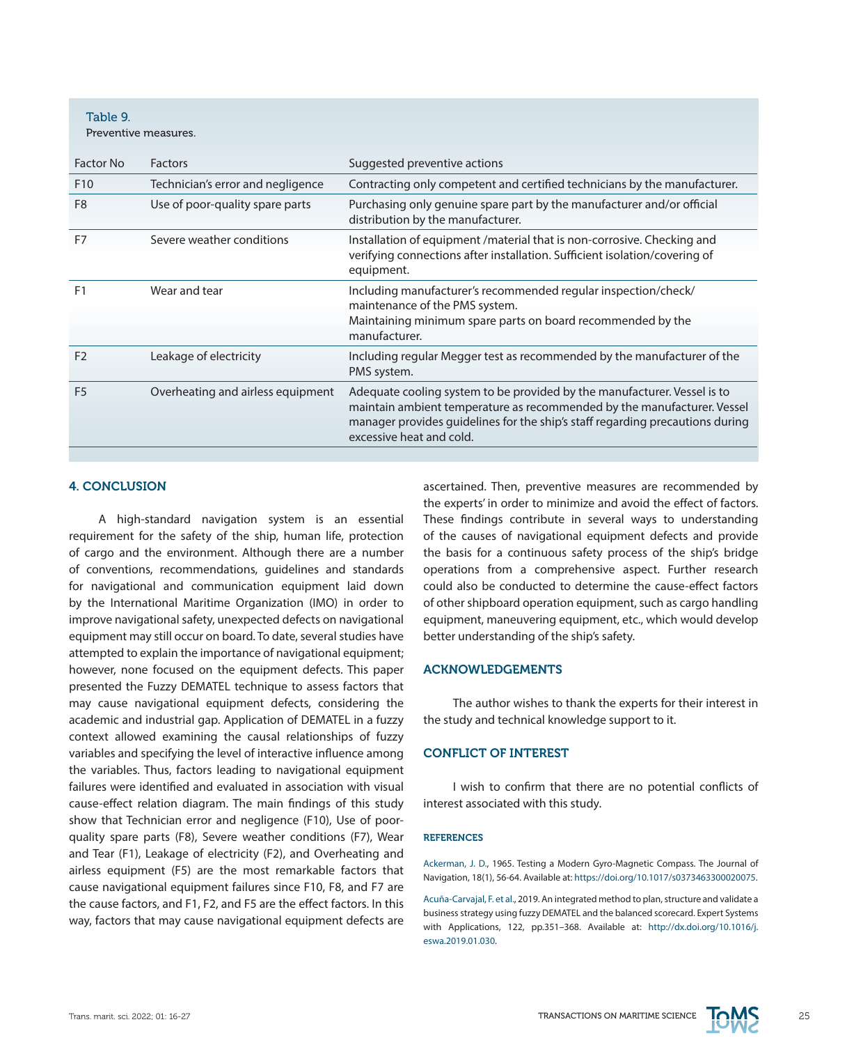Table 9.
Preventive measures.

| Factor No | Factors | Suggested preventive actions |
|---|---|---|
| F10 | Technician's error and negligence | Contracting only competent and certified technicians by the manufacturer. |
| F8 | Use of poor-quality spare parts | Purchasing only genuine spare part by the manufacturer and/or official distribution by the manufacturer. |
| F7 | Severe weather conditions | Installation of equipment /material that is non-corrosive. Checking and verifying connections after installation. Sufficient isolation/covering of equipment. |
| F1 | Wear and tear | Including manufacturer's recommended regular inspection/check/ maintenance of the PMS system. Maintaining minimum spare parts on board recommended by the manufacturer. |
| F2 | Leakage of electricity | Including regular Megger test as recommended by the manufacturer of the PMS system. |
| F5 | Overheating and airless equipment | Adequate cooling system to be provided by the manufacturer. Vessel is to maintain ambient temperature as recommended by the manufacturer. Vessel manager provides guidelines for the ship's staff regarding precautions during excessive heat and cold. |

## 4. CONCLUSION

A high-standard navigation system is an essential requirement for the safety of the ship, human life, protection of cargo and the environment. Although there are a number of conventions, recommendations, guidelines and standards for navigational and communication equipment laid down by the International Maritime Organization (IMO) in order to improve navigational safety, unexpected defects on navigational equipment may still occur on board. To date, several studies have attempted to explain the importance of navigational equipment; however, none focused on the equipment defects. This paper presented the Fuzzy DEMATEL technique to assess factors that may cause navigational equipment defects, considering the academic and industrial gap. Application of DEMATEL in a fuzzy context allowed examining the causal relationships of fuzzy variables and specifying the level of interactive influence among the variables. Thus, factors leading to navigational equipment failures were identified and evaluated in association with visual cause-effect relation diagram. The main findings of this study show that Technician error and negligence (F10), Use of poor-quality spare parts (F8), Severe weather conditions (F7), Wear and Tear (F1), Leakage of electricity (F2), and Overheating and airless equipment (F5) are the most remarkable factors that cause navigational equipment failures since F10, F8, and F7 are the cause factors, and F1, F2, and F5 are the effect factors. In this way, factors that may cause navigational equipment defects are ascertained. Then, preventive measures are recommended by the experts' in order to minimize and avoid the effect of factors. These findings contribute in several ways to understanding of the causes of navigational equipment defects and provide the basis for a continuous safety process of the ship's bridge operations from a comprehensive aspect. Further research could also be conducted to determine the cause-effect factors of other shipboard operation equipment, such as cargo handling equipment, maneuvering equipment, etc., which would develop better understanding of the ship's safety.

## ACKNOWLEDGEMENTS

The author wishes to thank the experts for their interest in the study and technical knowledge support to it.

## CONFLICT OF INTEREST

I wish to confirm that there are no potential conflicts of interest associated with this study.

## REFERENCES

Ackerman, J. D., 1965. Testing a Modern Gyro-Magnetic Compass. The Journal of Navigation, 18(1), 56-64. Available at: https://doi.org/10.1017/s0373463300020075.

Acuña-Carvajal, F. et al., 2019. An integrated method to plan, structure and validate a business strategy using fuzzy DEMATEL and the balanced scorecard. Expert Systems with Applications, 122, pp.351–368. Available at: http://dx.doi.org/10.1016/j.eswa.2019.01.030.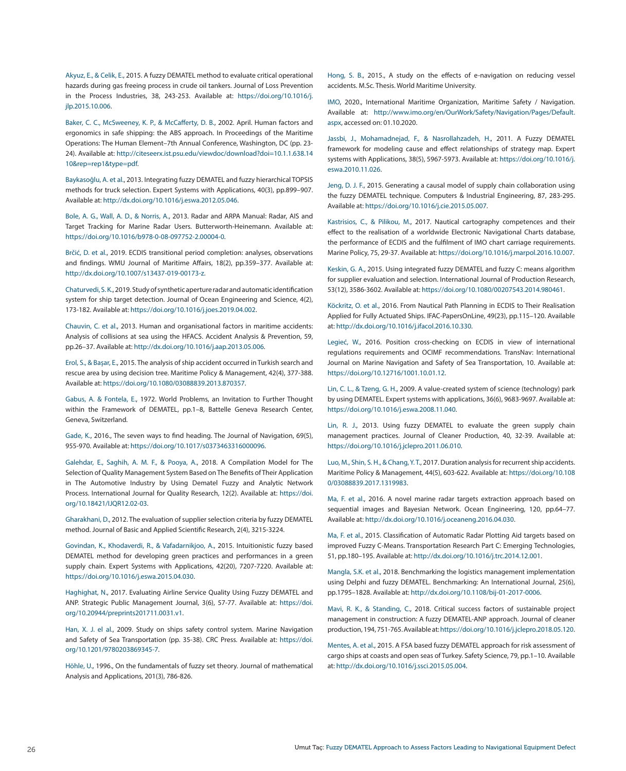Akyuz, E., & Celik, E., 2015. A fuzzy DEMATEL method to evaluate critical operational hazards during gas freeing process in crude oil tankers. Journal of Loss Prevention in the Process Industries, 38, 243-253. Available at: https://doi.org/10.1016/j.jlp.2015.10.006.

Baker, C. C., McSweeney, K. P., & McCafferty, D. B., 2002. April. Human factors and ergonomics in safe shipping: the ABS approach. In Proceedings of the Maritime Operations: The Human Element–7th Annual Conference, Washington, DC (pp. 23-24). Available at: http://citeseerx.ist.psu.edu/viewdoc/download?doi=10.1.1.638.1410&rep=rep1&type=pdf.

Baykasoğlu, A. et al., 2013. Integrating fuzzy DEMATEL and fuzzy hierarchical TOPSIS methods for truck selection. Expert Systems with Applications, 40(3), pp.899–907. Available at: http://dx.doi.org/10.1016/j.eswa.2012.05.046.

Bole, A. G., Wall, A. D., & Norris, A., 2013. Radar and ARPA Manual: Radar, AIS and Target Tracking for Marine Radar Users. Butterworth-Heinemann. Available at: https://doi.org/10.1016/b978-0-08-097752-2.00004-0.

Brčić, D. et al., 2019. ECDIS transitional period completion: analyses, observations and findings. WMU Journal of Maritime Affairs, 18(2), pp.359–377. Available at: http://dx.doi.org/10.1007/s13437-019-00173-z.

Chaturvedi, S. K., 2019. Study of synthetic aperture radar and automatic identification system for ship target detection. Journal of Ocean Engineering and Science, 4(2), 173-182. Available at: https://doi.org/10.1016/j.joes.2019.04.002.

Chauvin, C. et al., 2013. Human and organisational factors in maritime accidents: Analysis of collisions at sea using the HFACS. Accident Analysis & Prevention, 59, pp.26–37. Available at: http://dx.doi.org/10.1016/j.aap.2013.05.006.

Erol, S., & Başar, E., 2015. The analysis of ship accident occurred in Turkish search and rescue area by using decision tree. Maritime Policy & Management, 42(4), 377-388. Available at: https://doi.org/10.1080/03088839.2013.870357.

Gabus, A. & Fontela, E., 1972. World Problems, an Invitation to Further Thought within the Framework of DEMATEL, pp.1–8, Battelle Geneva Research Center, Geneva, Switzerland.

Gade, K., 2016., The seven ways to find heading. The Journal of Navigation, 69(5), 955-970. Available at: https://doi.org/10.1017/s0373463316000096.

Galehdar, E., Saghih, A. M. F., & Pooya, A., 2018. A Compilation Model for The Selection of Quality Management System Based on The Benefits of Their Application in The Automotive Industry by Using Dematel Fuzzy and Analytic Network Process. International Journal for Quality Research, 12(2). Available at: https://doi.org/10.18421/IJQR12.02-03.

Gharakhani, D., 2012. The evaluation of supplier selection criteria by fuzzy DEMATEL method. Journal of Basic and Applied Scientific Research, 2(4), 3215-3224.

Govindan, K., Khodaverdi, R., & Vafadarnikjoo, A., 2015. Intuitionistic fuzzy based DEMATEL method for developing green practices and performances in a green supply chain. Expert Systems with Applications, 42(20), 7207-7220. Available at: https://doi.org/10.1016/j.eswa.2015.04.030.

Haghighat, N., 2017. Evaluating Airline Service Quality Using Fuzzy DEMATEL and ANP. Strategic Public Management Journal, 3(6), 57-77. Available at: https://doi.org/10.20944/preprints201711.0031.v1.

Han, X. J. el al., 2009. Study on ships safety control system. Marine Navigation and Safety of Sea Transportation (pp. 35-38). CRC Press. Available at: https://doi.org/10.1201/9780203869345-7.

Höhle, U., 1996., On the fundamentals of fuzzy set theory. Journal of mathematical Analysis and Applications, 201(3), 786-826.

Hong, S. B., 2015., A study on the effects of e-navigation on reducing vessel accidents. M.Sc. Thesis. World Maritime University.

IMO, 2020., International Maritime Organization, Maritime Safety / Navigation. Available at: http://www.imo.org/en/OurWork/Safety/Navigation/Pages/Default.aspx, accessed on: 01.10.2020.

Jassbi, J., Mohamadnejad, F., & Nasrollahzadeh, H., 2011. A Fuzzy DEMATEL framework for modeling cause and effect relationships of strategy map. Expert systems with Applications, 38(5), 5967-5973. Available at: https://doi.org/10.1016/j.eswa.2010.11.026.

Jeng, D. J. F., 2015. Generating a causal model of supply chain collaboration using the fuzzy DEMATEL technique. Computers & Industrial Engineering, 87, 283-295. Available at: https://doi.org/10.1016/j.cie.2015.05.007.

Kastrisios, C., & Pilikou, M., 2017. Nautical cartography competences and their effect to the realisation of a worldwide Electronic Navigational Charts database, the performance of ECDIS and the fulfilment of IMO chart carriage requirements. Marine Policy, 75, 29-37. Available at: https://doi.org/10.1016/j.marpol.2016.10.007.

Keskin, G. A., 2015. Using integrated fuzzy DEMATEL and fuzzy C: means algorithm for supplier evaluation and selection. International Journal of Production Research, 53(12), 3586-3602. Available at: https://doi.org/10.1080/00207543.2014.980461.

Köckritz, O. et al., 2016. From Nautical Path Planning in ECDIS to Their Realisation Applied for Fully Actuated Ships. IFAC-PapersOnLine, 49(23), pp.115–120. Available at: http://dx.doi.org/10.1016/j.ifacol.2016.10.330.

Legieć, W., 2016. Position cross-checking on ECDIS in view of international regulations requirements and OCIMF recommendations. TransNav: International Journal on Marine Navigation and Safety of Sea Transportation, 10. Available at: https://doi.org/10.12716/1001.10.01.12.

Lin, C. L., & Tzeng, G. H., 2009. A value-created system of science (technology) park by using DEMATEL. Expert systems with applications, 36(6), 9683-9697. Available at: https://doi.org/10.1016/j.eswa.2008.11.040.

Lin, R. J., 2013. Using fuzzy DEMATEL to evaluate the green supply chain management practices. Journal of Cleaner Production, 40, 32-39. Available at: https://doi.org/10.1016/j.jclepro.2011.06.010.

Luo, M., Shin, S. H., & Chang, Y. T., 2017. Duration analysis for recurrent ship accidents. Maritime Policy & Management, 44(5), 603-622. Available at: https://doi.org/10.1080/03088839.2017.1319983.

Ma, F. et al., 2016. A novel marine radar targets extraction approach based on sequential images and Bayesian Network. Ocean Engineering, 120, pp.64–77. Available at: http://dx.doi.org/10.1016/j.oceaneng.2016.04.030.

Ma, F. et al., 2015. Classification of Automatic Radar Plotting Aid targets based on improved Fuzzy C-Means. Transportation Research Part C: Emerging Technologies, 51, pp.180–195. Available at: http://dx.doi.org/10.1016/j.trc.2014.12.001.

Mangla, S.K. et al., 2018. Benchmarking the logistics management implementation using Delphi and fuzzy DEMATEL. Benchmarking: An International Journal, 25(6), pp.1795–1828. Available at: http://dx.doi.org/10.1108/bij-01-2017-0006.

Mavi, R. K., & Standing, C., 2018. Critical success factors of sustainable project management in construction: A fuzzy DEMATEL-ANP approach. Journal of cleaner production, 194, 751-765. Available at: https://doi.org/10.1016/j.jclepro.2018.05.120.

Mentes, A. et al., 2015. A FSA based fuzzy DEMATEL approach for risk assessment of cargo ships at coasts and open seas of Turkey. Safety Science, 79, pp.1–10. Available at: http://dx.doi.org/10.1016/j.ssci.2015.05.004.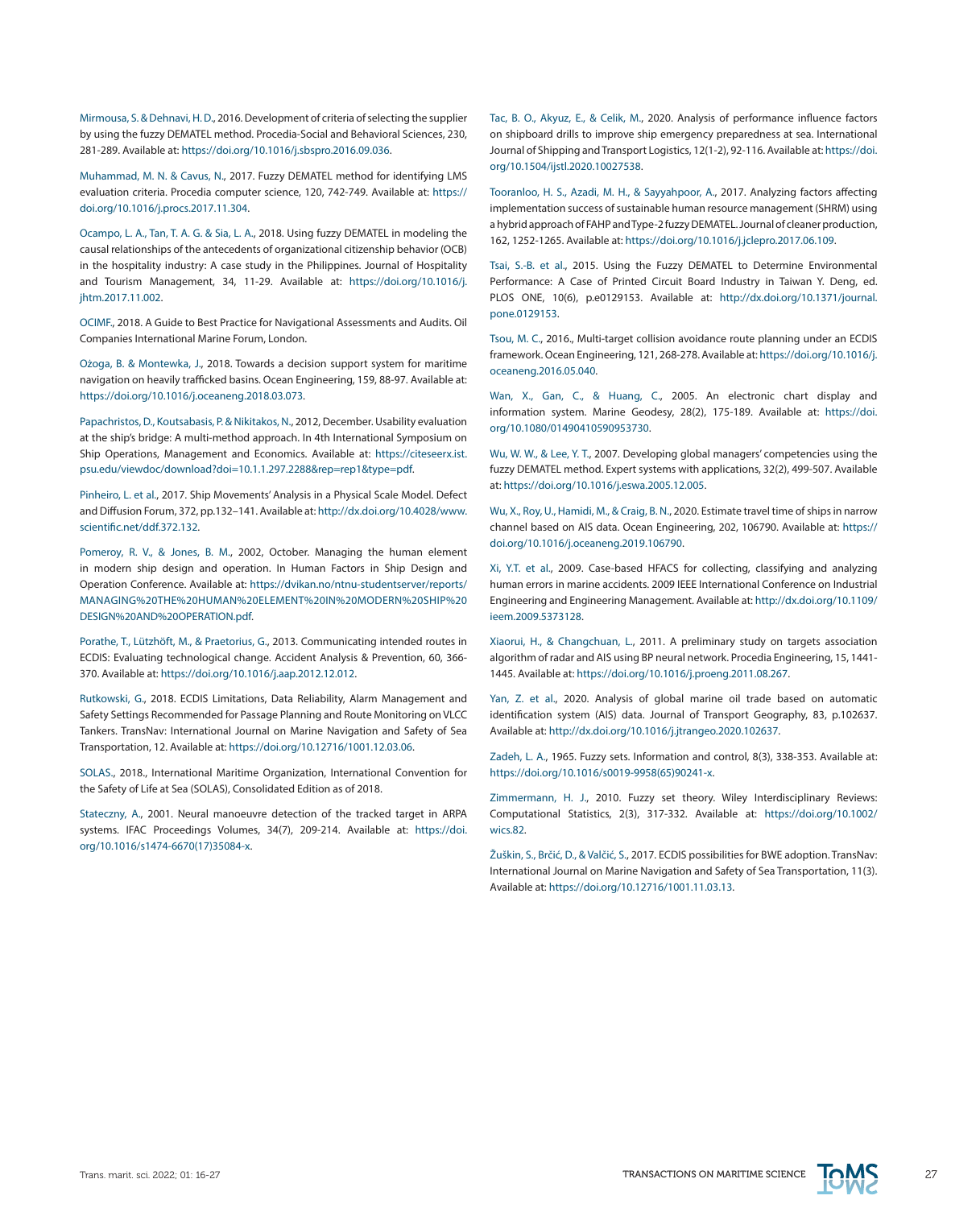Mirmousa, S. & Dehnavi, H. D., 2016. Development of criteria of selecting the supplier by using the fuzzy DEMATEL method. Procedia-Social and Behavioral Sciences, 230, 281-289. Available at: https://doi.org/10.1016/j.sbspro.2016.09.036.

Muhammad, M. N. & Cavus, N., 2017. Fuzzy DEMATEL method for identifying LMS evaluation criteria. Procedia computer science, 120, 742-749. Available at: https://doi.org/10.1016/j.procs.2017.11.304.

Ocampo, L. A., Tan, T. A. G. & Sia, L. A., 2018. Using fuzzy DEMATEL in modeling the causal relationships of the antecedents of organizational citizenship behavior (OCB) in the hospitality industry: A case study in the Philippines. Journal of Hospitality and Tourism Management, 34, 11-29. Available at: https://doi.org/10.1016/j.jhtm.2017.11.002.

OCIMF., 2018. A Guide to Best Practice for Navigational Assessments and Audits. Oil Companies International Marine Forum, London.

Ożoga, B. & Montewka, J., 2018. Towards a decision support system for maritime navigation on heavily trafficked basins. Ocean Engineering, 159, 88-97. Available at: https://doi.org/10.1016/j.oceaneng.2018.03.073.

Papachristos, D., Koutsabasis, P. & Nikitakos, N., 2012, December. Usability evaluation at the ship's bridge: A multi-method approach. In 4th International Symposium on Ship Operations, Management and Economics. Available at: https://citeseerx.ist.psu.edu/viewdoc/download?doi=10.1.1.297.2288&rep=rep1&type=pdf.

Pinheiro, L. et al., 2017. Ship Movements' Analysis in a Physical Scale Model. Defect and Diffusion Forum, 372, pp.132–141. Available at: http://dx.doi.org/10.4028/www.scientific.net/ddf.372.132.

Pomeroy, R. V., & Jones, B. M., 2002, October. Managing the human element in modern ship design and operation. In Human Factors in Ship Design and Operation Conference. Available at: https://dvikan.no/ntnu-studentserver/reports/MANAGING%20THE%20HUMAN%20ELEMENT%20IN%20MODERN%20SHIP%20DESIGN%20AND%20OPERATION.pdf.

Porathe, T., Lützhöft, M., & Praetorius, G., 2013. Communicating intended routes in ECDIS: Evaluating technological change. Accident Analysis & Prevention, 60, 366-370. Available at: https://doi.org/10.1016/j.aap.2012.12.012.

Rutkowski, G., 2018. ECDIS Limitations, Data Reliability, Alarm Management and Safety Settings Recommended for Passage Planning and Route Monitoring on VLCC Tankers. TransNav: International Journal on Marine Navigation and Safety of Sea Transportation, 12. Available at: https://doi.org/10.12716/1001.12.03.06.

SOLAS., 2018., International Maritime Organization, International Convention for the Safety of Life at Sea (SOLAS), Consolidated Edition as of 2018.

Stateczny, A., 2001. Neural manoeuvre detection of the tracked target in ARPA systems. IFAC Proceedings Volumes, 34(7), 209-214. Available at: https://doi.org/10.1016/s1474-6670(17)35084-x.

Tac, B. O., Akyuz, E., & Celik, M., 2020. Analysis of performance influence factors on shipboard drills to improve ship emergency preparedness at sea. International Journal of Shipping and Transport Logistics, 12(1-2), 92-116. Available at: https://doi.org/10.1504/ijstl.2020.10027538.

Tooranloo, H. S., Azadi, M. H., & Sayyahpoor, A., 2017. Analyzing factors affecting implementation success of sustainable human resource management (SHRM) using a hybrid approach of FAHP and Type-2 fuzzy DEMATEL. Journal of cleaner production, 162, 1252-1265. Available at: https://doi.org/10.1016/j.jclepro.2017.06.109.

Tsai, S.-B. et al., 2015. Using the Fuzzy DEMATEL to Determine Environmental Performance: A Case of Printed Circuit Board Industry in Taiwan Y. Deng, ed. PLOS ONE, 10(6), p.e0129153. Available at: http://dx.doi.org/10.1371/journal.pone.0129153.

Tsou, M. C., 2016., Multi-target collision avoidance route planning under an ECDIS framework. Ocean Engineering, 121, 268-278. Available at: https://doi.org/10.1016/j.oceaneng.2016.05.040.

Wan, X., Gan, C., & Huang, C., 2005. An electronic chart display and information system. Marine Geodesy, 28(2), 175-189. Available at: https://doi.org/10.1080/01490410590953730.

Wu, W. W., & Lee, Y. T., 2007. Developing global managers' competencies using the fuzzy DEMATEL method. Expert systems with applications, 32(2), 499-507. Available at: https://doi.org/10.1016/j.eswa.2005.12.005.

Wu, X., Roy, U., Hamidi, M., & Craig, B. N., 2020. Estimate travel time of ships in narrow channel based on AIS data. Ocean Engineering, 202, 106790. Available at: https://doi.org/10.1016/j.oceaneng.2019.106790.

Xi, Y.T. et al., 2009. Case-based HFACS for collecting, classifying and analyzing human errors in marine accidents. 2009 IEEE International Conference on Industrial Engineering and Engineering Management. Available at: http://dx.doi.org/10.1109/ieem.2009.5373128.

Xiaorui, H., & Changchuan, L., 2011. A preliminary study on targets association algorithm of radar and AIS using BP neural network. Procedia Engineering, 15, 1441-1445. Available at: https://doi.org/10.1016/j.proeng.2011.08.267.

Yan, Z. et al., 2020. Analysis of global marine oil trade based on automatic identification system (AIS) data. Journal of Transport Geography, 83, p.102637. Available at: http://dx.doi.org/10.1016/j.jtrangeo.2020.102637.

Zadeh, L. A., 1965. Fuzzy sets. Information and control, 8(3), 338-353. Available at: https://doi.org/10.1016/s0019-9958(65)90241-x.

Zimmermann, H. J., 2010. Fuzzy set theory. Wiley Interdisciplinary Reviews: Computational Statistics, 2(3), 317-332. Available at: https://doi.org/10.1002/wics.82.

Žuškin, S., Brčić, D., & Valčić, S., 2017. ECDIS possibilities for BWE adoption. TransNav: International Journal on Marine Navigation and Safety of Sea Transportation, 11(3). Available at: https://doi.org/10.12716/1001.11.03.13.